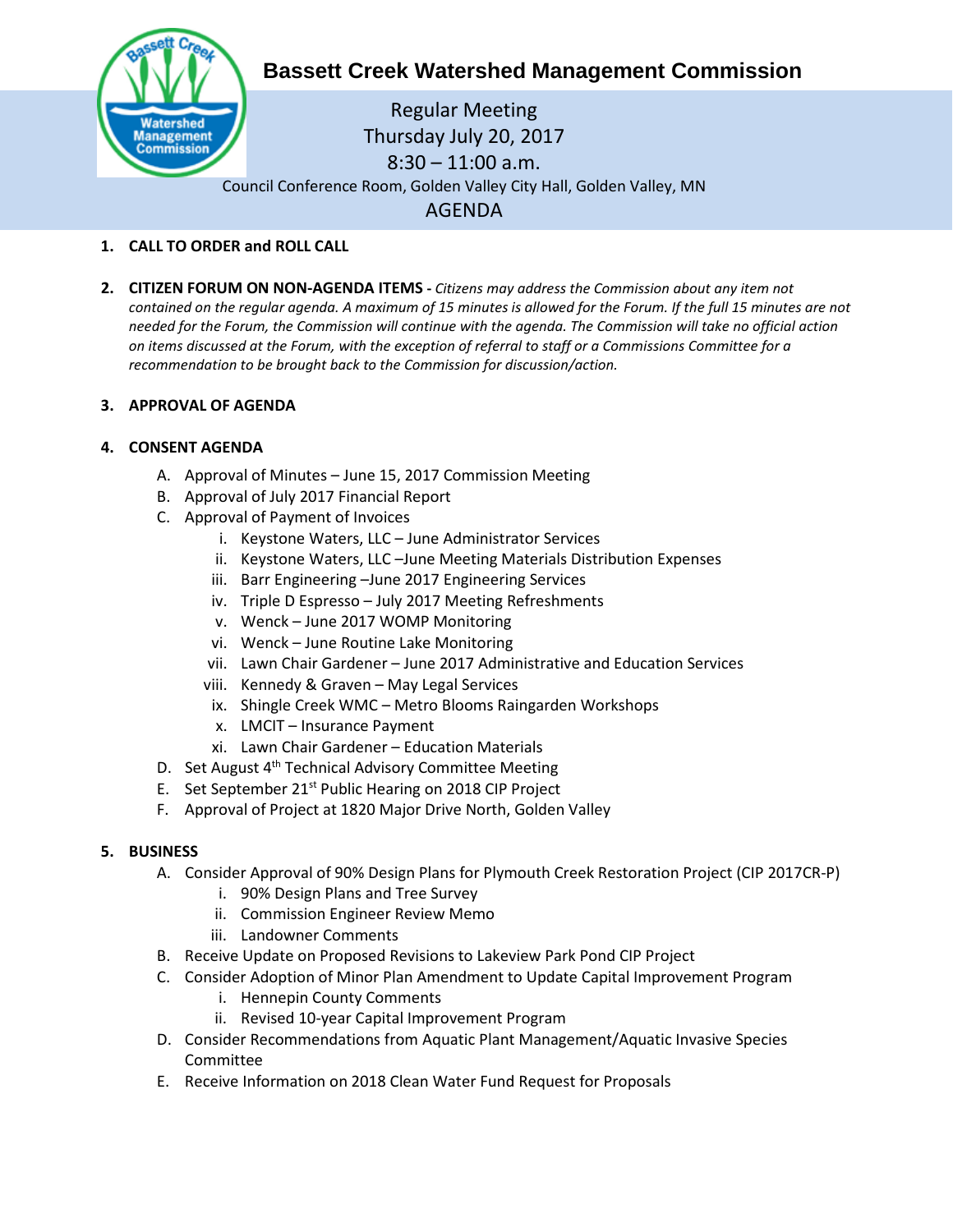# Bassett Creek Watershed Management Commission

Regular Meeting
Thursday July 20, 2017
8:30 – 11:00 a.m.
Council Conference Room, Golden Valley City Hall, Golden Valley, MN

## AGENDA

1. **CALL TO ORDER and ROLL CALL**

2. **CITIZEN FORUM ON NON-AGENDA ITEMS -** *Citizens may address the Commission about any item not contained on the regular agenda. A maximum of 15 minutes is allowed for the Forum. If the full 15 minutes are not needed for the Forum, the Commission will continue with the agenda. The Commission will take no official action on items discussed at the Forum, with the exception of referral to staff or a Commissions Committee for a recommendation to be brought back to the Commission for discussion/action.*

3. **APPROVAL OF AGENDA**

4. **CONSENT AGENDA**
   A. Approval of Minutes – June 15, 2017 Commission Meeting
   B. Approval of July 2017 Financial Report
   C. Approval of Payment of Invoices
      i. Keystone Waters, LLC – June Administrator Services
      ii. Keystone Waters, LLC –June Meeting Materials Distribution Expenses
      iii. Barr Engineering –June 2017 Engineering Services
      iv. Triple D Espresso – July 2017 Meeting Refreshments
      v. Wenck – June 2017 WOMP Monitoring
      vi. Wenck – June Routine Lake Monitoring
      vii. Lawn Chair Gardener – June 2017 Administrative and Education Services
      viii. Kennedy & Graven – May Legal Services
      ix. Shingle Creek WMC – Metro Blooms Raingarden Workshops
      x. LMCIT – Insurance Payment
      xi. Lawn Chair Gardener – Education Materials
   D. Set August 4th Technical Advisory Committee Meeting
   E. Set September 21st Public Hearing on 2018 CIP Project
   F. Approval of Project at 1820 Major Drive North, Golden Valley

5. **BUSINESS**
   A. Consider Approval of 90% Design Plans for Plymouth Creek Restoration Project (CIP 2017CR-P)
      i. 90% Design Plans and Tree Survey
      ii. Commission Engineer Review Memo
      iii. Landowner Comments
   B. Receive Update on Proposed Revisions to Lakeview Park Pond CIP Project
   C. Consider Adoption of Minor Plan Amendment to Update Capital Improvement Program
      i. Hennepin County Comments
      ii. Revised 10-year Capital Improvement Program
   D. Consider Recommendations from Aquatic Plant Management/Aquatic Invasive Species Committee
   E. Receive Information on 2018 Clean Water Fund Request for Proposals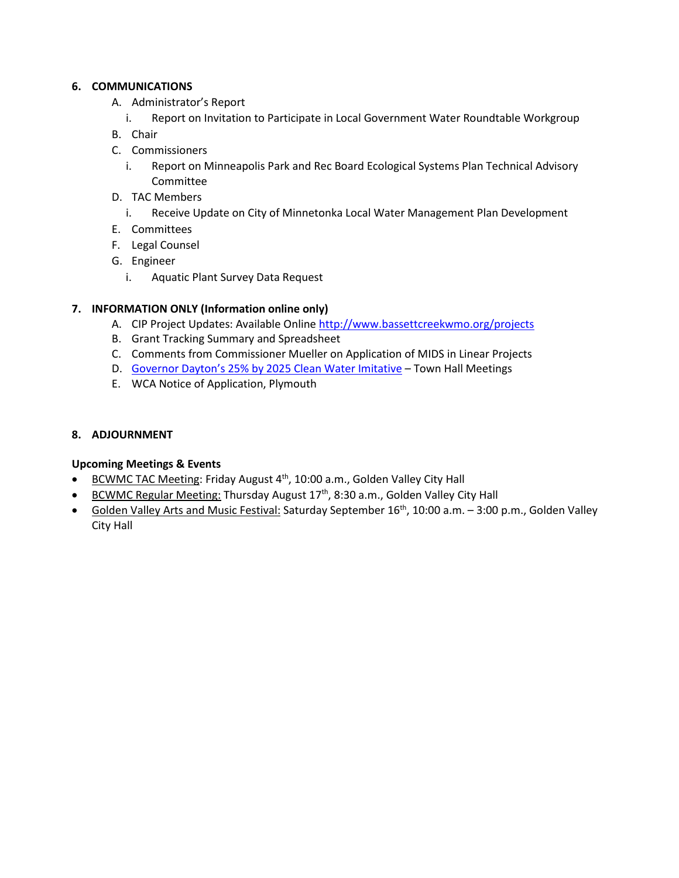6. **COMMUNICATIONS**
   - A. Administrator's Report
     - i. Report on Invitation to Participate in Local Government Water Roundtable Workgroup
   - B. Chair
   - C. Commissioners
     - i. Report on Minneapolis Park and Rec Board Ecological Systems Plan Technical Advisory Committee
   - D. TAC Members
     - i. Receive Update on City of Minnetonka Local Water Management Plan Development
   - E. Committees
   - F. Legal Counsel
   - G. Engineer
     - i. Aquatic Plant Survey Data Request

7. **INFORMATION ONLY (Information online only)**
   - A. CIP Project Updates: Available Online [http://www.bassettcreekwmo.org/projects](http://www.bassettcreekwmo.org/projects)
   - B. Grant Tracking Summary and Spreadsheet
   - C. Comments from Commissioner Mueller on Application of MIDS in Linear Projects
   - D. Governor Dayton's 25% by 2025 Clean Water Imitative – Town Hall Meetings
   - E. WCA Notice of Application, Plymouth

8. **ADJOURNMENT**

**Upcoming Meetings & Events**

- BCWMC TAC Meeting: Friday August 4th, 10:00 a.m., Golden Valley City Hall
- BCWMC Regular Meeting: Thursday August 17th, 8:30 a.m., Golden Valley City Hall
- Golden Valley Arts and Music Festival: Saturday September 16th, 10:00 a.m. – 3:00 p.m., Golden Valley City Hall